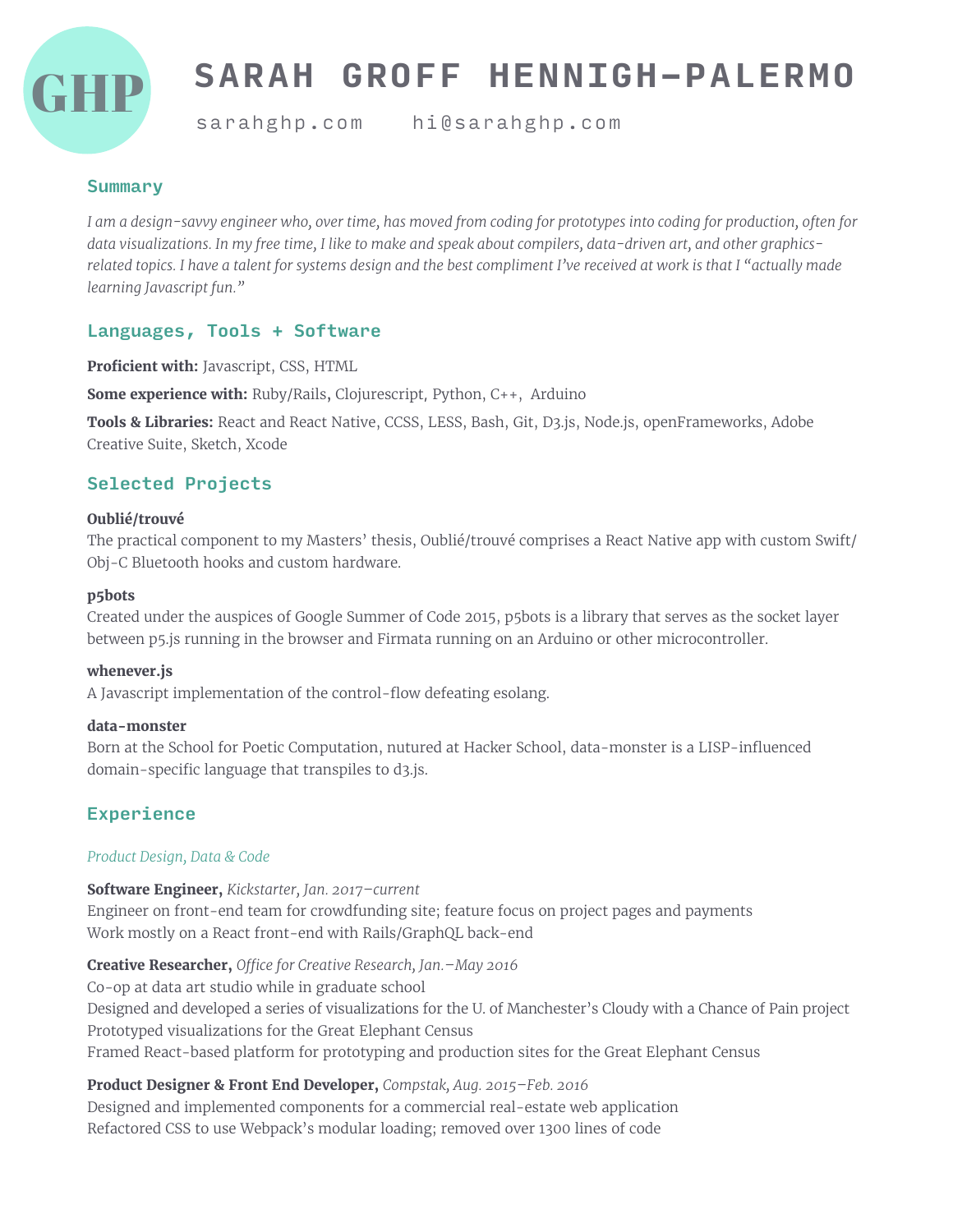GHP

# SARAH GROFF HENNIGH-PALERMO

sarahghp.com    hi@sarahghp.com

## Summary

*I am a design-savvy engineer who, over time, has moved from coding for prototypes into coding for production, often for data visualizations. In my free time, I like to make and speak about compilers, data-driven art, and other graphics-related topics. I have a talent for systems design and the best compliment I've received at work is that I "actually made learning Javascript fun."*

## Languages, Tools + Software

**Proficient with:** Javascript, CSS, HTML

**Some experience with:** Ruby/Rails, Clojurescript, Python, C++, Arduino

**Tools & Libraries:** React and React Native, CCSS, LESS, Bash, Git, D3.js, Node.js, openFrameworks, Adobe Creative Suite, Sketch, Xcode

## Selected Projects

**Oublié/trouvé**
The practical component to my Masters' thesis, Oublié/trouvé comprises a React Native app with custom Swift/Obj-C Bluetooth hooks and custom hardware.

**p5bots**
Created under the auspices of Google Summer of Code 2015, p5bots is a library that serves as the socket layer between p5.js running in the browser and Firmata running on an Arduino or other microcontroller.

**whenever.js**
A Javascript implementation of the control-flow defeating esolang.

**data-monster**
Born at the School for Poetic Computation, nutured at Hacker School, data-monster is a LISP-influenced domain-specific language that transpiles to d3.js.

## Experience

*Product Design, Data & Code*

**Software Engineer,** *Kickstarter, Jan. 2017–current*
Engineer on front-end team for crowdfunding site; feature focus on project pages and payments
Work mostly on a React front-end with Rails/GraphQL back-end

**Creative Researcher,** *Office for Creative Research, Jan.–May 2016*
Co-op at data art studio while in graduate school
Designed and developed a series of visualizations for the U. of Manchester's Cloudy with a Chance of Pain project
Prototyped visualizations for the Great Elephant Census
Framed React-based platform for prototyping and production sites for the Great Elephant Census

**Product Designer & Front End Developer,** *Compstak, Aug. 2015–Feb. 2016*
Designed and implemented components for a commercial real-estate web application
Refactored CSS to use Webpack's modular loading; removed over 1300 lines of code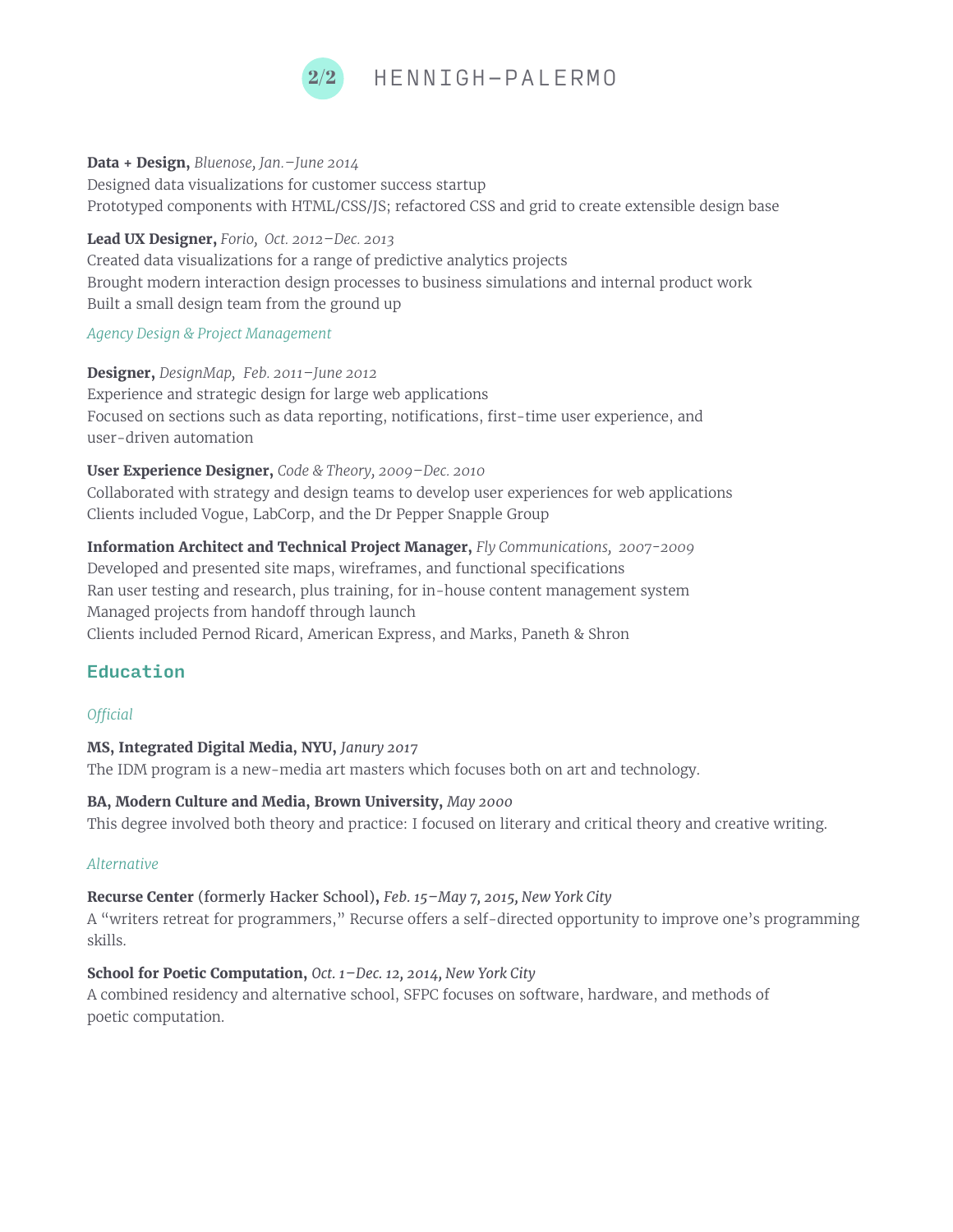**Data + Design,** *Bluenose, Jan.–June 2014*
Designed data visualizations for customer success startup
Prototyped components with HTML/CSS/JS; refactored CSS and grid to create extensible design base

**Lead UX Designer,** *Forio, Oct. 2012–Dec. 2013*
Created data visualizations for a range of predictive analytics projects
Brought modern interaction design processes to business simulations and internal product work
Built a small design team from the ground up

*Agency Design & Project Management*

**Designer,** *DesignMap, Feb. 2011–June 2012*
Experience and strategic design for large web applications
Focused on sections such as data reporting, notifications, first-time user experience, and user-driven automation

**User Experience Designer,** *Code & Theory, 2009–Dec. 2010*
Collaborated with strategy and design teams to develop user experiences for web applications
Clients included Vogue, LabCorp, and the Dr Pepper Snapple Group

**Information Architect and Technical Project Manager,** *Fly Communications, 2007-2009*
Developed and presented site maps, wireframes, and functional specifications
Ran user testing and research, plus training, for in-house content management system
Managed projects from handoff through launch
Clients included Pernod Ricard, American Express, and Marks, Paneth & Shron

## Education

*Official*

**MS, Integrated Digital Media, NYU,** *Janury 2017*
The IDM program is a new-media art masters which focuses both on art and technology.

**BA, Modern Culture and Media, Brown University,** *May 2000*
This degree involved both theory and practice: I focused on literary and critical theory and creative writing.

*Alternative*

**Recurse Center** (formerly Hacker School), *Feb. 15–May 7, 2015, New York City*
A "writers retreat for programmers," Recurse offers a self-directed opportunity to improve one's programming skills.

**School for Poetic Computation,** *Oct. 1–Dec. 12, 2014, New York City*
A combined residency and alternative school, SFPC focuses on software, hardware, and methods of poetic computation.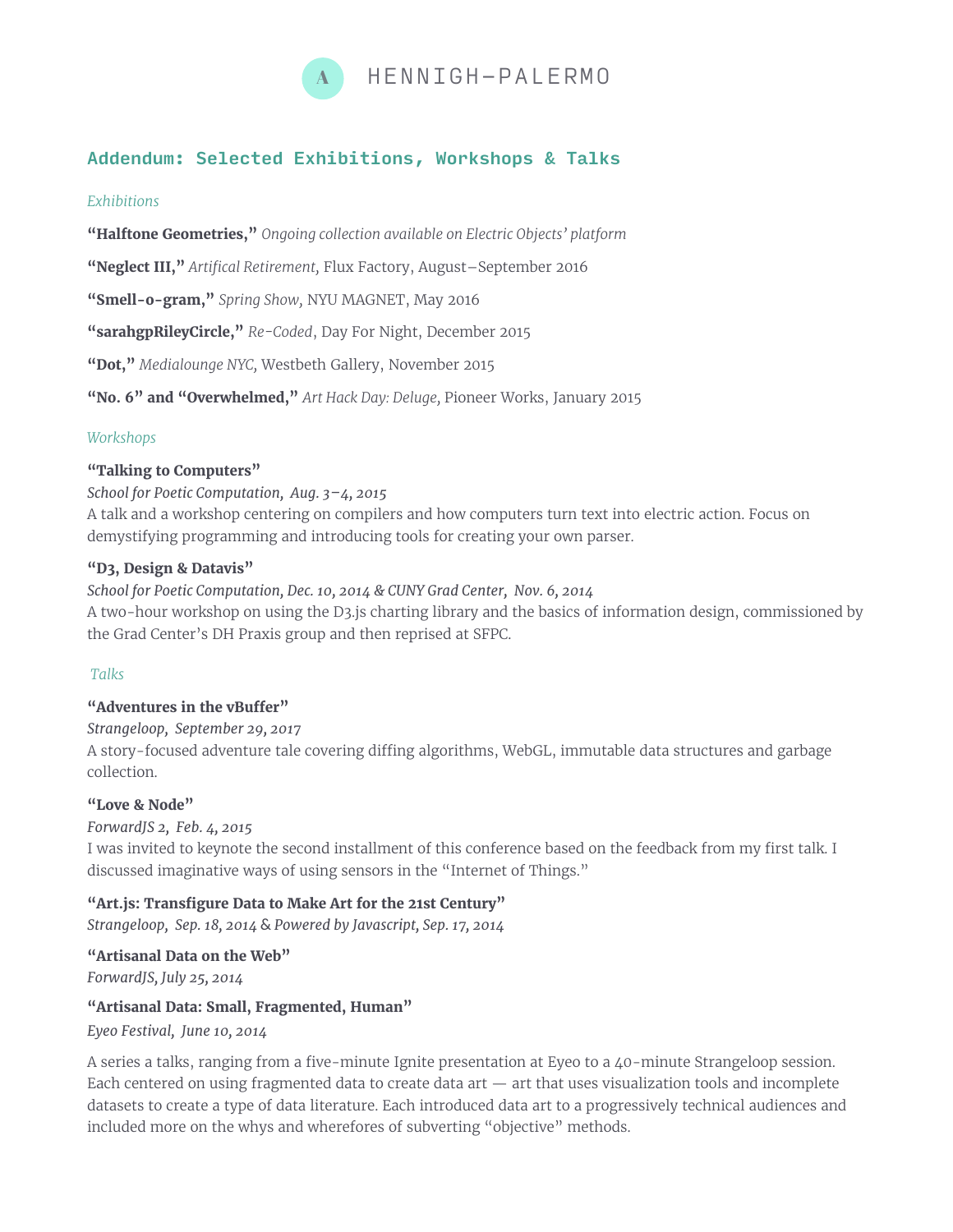## Addendum: Selected Exhibitions, Workshops & Talks

*Exhibitions*

**"Halftone Geometries,"** *Ongoing collection available on Electric Objects' platform*

**"Neglect III,"** *Artifical Retirement*, Flux Factory, August–September 2016

**"Smell-o-gram,"** *Spring Show*, NYU MAGNET, May 2016

**"sarahgpRileyCircle,"** *Re-Coded*, Day For Night, December 2015

**"Dot,"** *Medialounge NYC*, Westbeth Gallery, November 2015

**"No. 6" and "Overwhelmed,"** *Art Hack Day: Deluge*, Pioneer Works, January 2015

*Workshops*

**"Talking to Computers"**
*School for Poetic Computation, Aug. 3–4, 2015*
A talk and a workshop centering on compilers and how computers turn text into electric action. Focus on demystifying programming and introducing tools for creating your own parser.

**"D3, Design & Datavis"**
*School for Poetic Computation, Dec. 10, 2014 & CUNY Grad Center, Nov. 6, 2014*
A two-hour workshop on using the D3.js charting library and the basics of information design, commissioned by the Grad Center's DH Praxis group and then reprised at SFPC.

*Talks*

**"Adventures in the vBuffer"**
*Strangeloop, September 29, 2017*
A story-focused adventure tale covering diffing algorithms, WebGL, immutable data structures and garbage collection.

**"Love & Node"**
*ForwardJS 2, Feb. 4, 2015*
I was invited to keynote the second installment of this conference based on the feedback from my first talk. I discussed imaginative ways of using sensors in the "Internet of Things."

**"Art.js: Transfigure Data to Make Art for the 21st Century"**
*Strangeloop, Sep. 18, 2014* & *Powered by Javascript, Sep. 17, 2014*

**"Artisanal Data on the Web"**
*ForwardJS, July 25, 2014*

**"Artisanal Data: Small, Fragmented, Human"**
*Eyeo Festival, June 10, 2014*

A series a talks, ranging from a five-minute Ignite presentation at Eyeo to a 40-minute Strangeloop session. Each centered on using fragmented data to create data art — art that uses visualization tools and incomplete datasets to create a type of data literature. Each introduced data art to a progressively technical audiences and included more on the whys and wherefores of subverting "objective" methods.